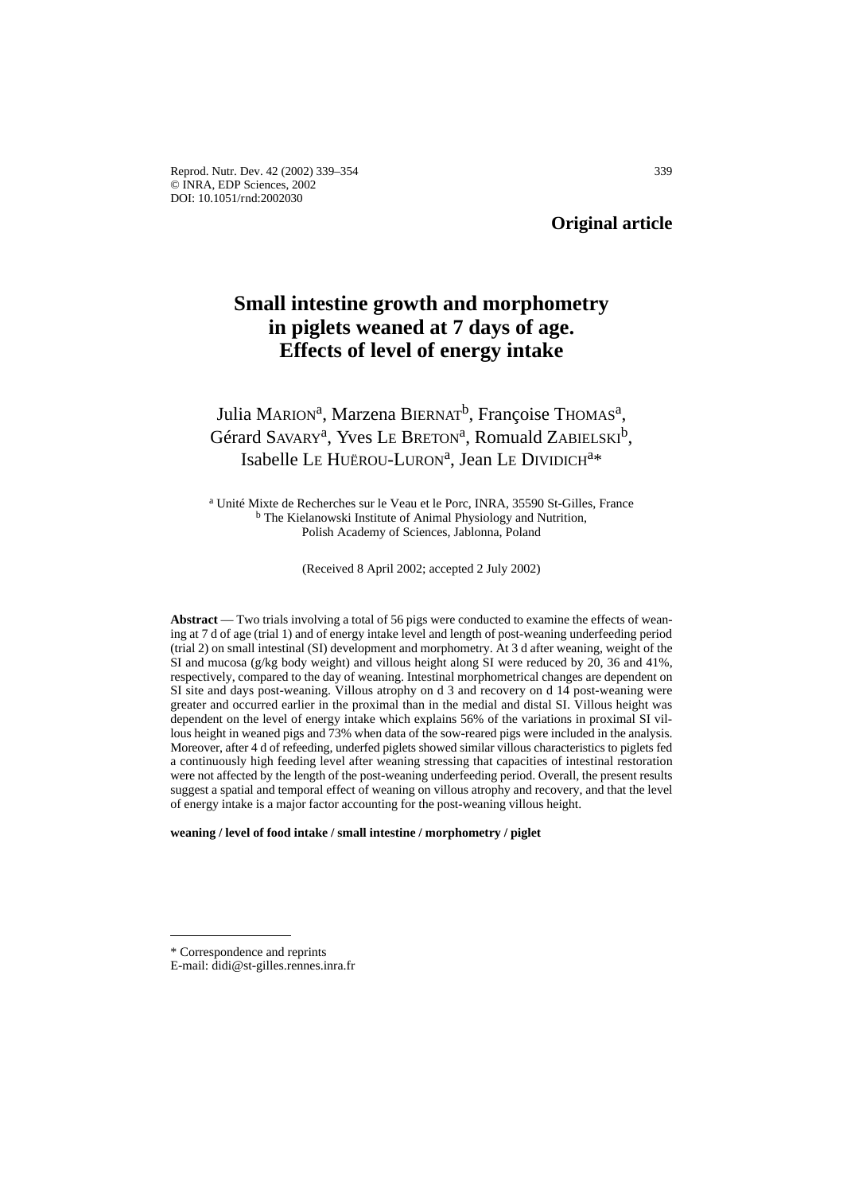**Original article**

# Small intestine growth and morphometry in piglets weaned at 7 days of age. Effects of level of energy intake

Julia MARION[a], Marzena BIERNAT[b], Françoise THOMAS[a], Gérard SAVARY[a], Yves LE BRETON[a], Romuald ZABIELSKI[b], Isabelle LE HUËROU-LURON[a], Jean LE DIVIDICH[a]*

[a] Unité Mixte de Recherches sur le Veau et le Porc, INRA, 35590 St-Gilles, France
[b] The Kielanowski Institute of Animal Physiology and Nutrition, Polish Academy of Sciences, Jablonna, Poland

(Received 8 April 2002; accepted 2 July 2002)

**Abstract** — Two trials involving a total of 56 pigs were conducted to examine the effects of weaning at 7 d of age (trial 1) and of energy intake level and length of post-weaning underfeeding period (trial 2) on small intestinal (SI) development and morphometry. At 3 d after weaning, weight of the SI and mucosa (g/kg body weight) and villous height along SI were reduced by 20, 36 and 41%, respectively, compared to the day of weaning. Intestinal morphometrical changes are dependent on SI site and days post-weaning. Villous atrophy on d 3 and recovery on d 14 post-weaning were greater and occurred earlier in the proximal than in the medial and distal SI. Villous height was dependent on the level of energy intake which explains 56% of the variations in proximal SI villous height in weaned pigs and 73% when data of the sow-reared pigs were included in the analysis. Moreover, after 4 d of refeeding, underfed piglets showed similar villous characteristics to piglets fed a continuously high feeding level after weaning stressing that capacities of intestinal restoration were not affected by the length of the post-weaning underfeeding period. Overall, the present results suggest a spatial and temporal effect of weaning on villous atrophy and recovery, and that the level of energy intake is a major factor accounting for the post-weaning villous height.

**weaning / level of food intake / small intestine / morphometry / piglet**

---

* Correspondence and reprints
E-mail: didi@st-gilles.rennes.inra.fr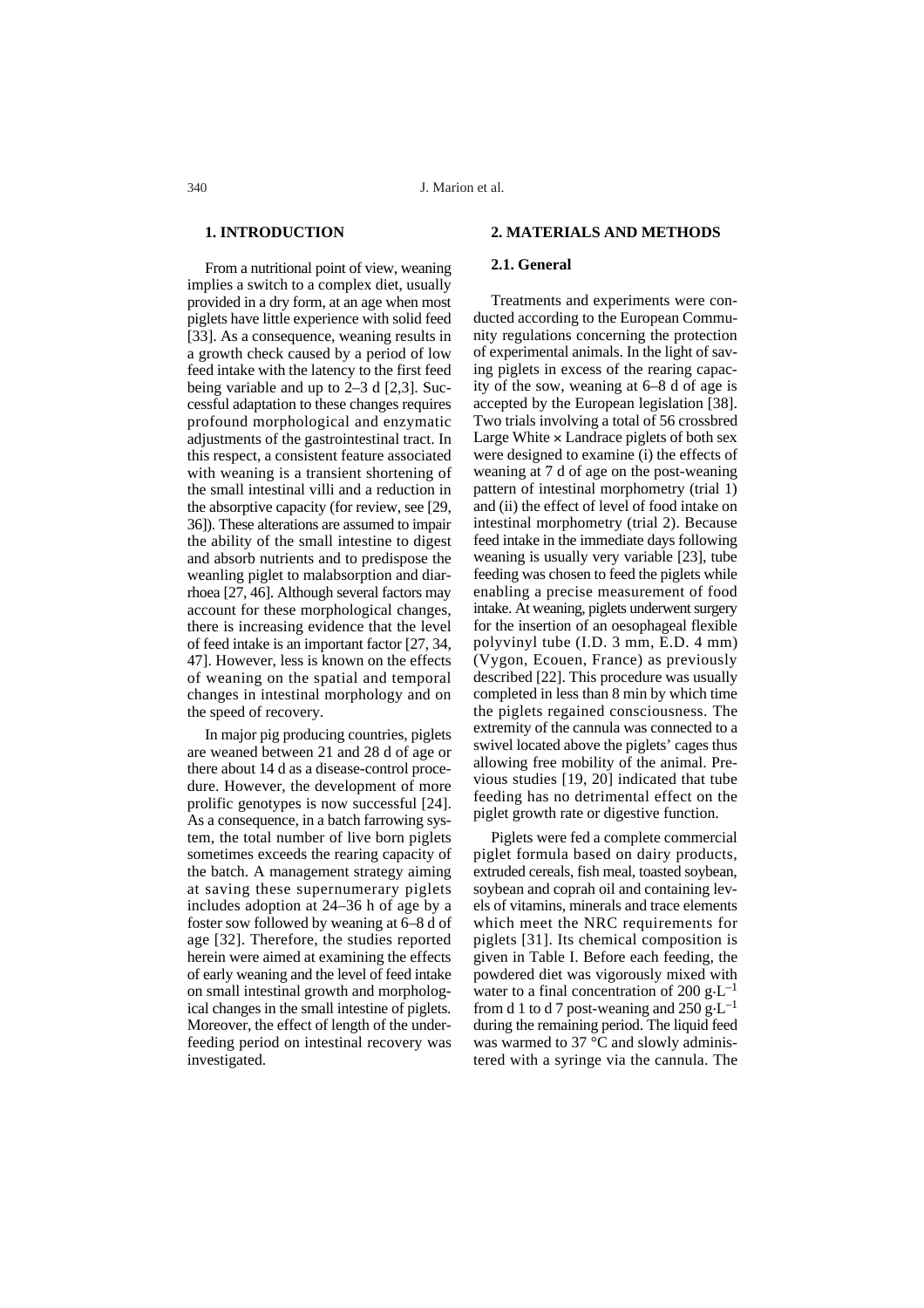## 1. INTRODUCTION

From a nutritional point of view, weaning implies a switch to a complex diet, usually provided in a dry form, at an age when most piglets have little experience with solid feed [33]. As a consequence, weaning results in a growth check caused by a period of low feed intake with the latency to the first feed being variable and up to 2–3 d [2,3]. Successful adaptation to these changes requires profound morphological and enzymatic adjustments of the gastrointestinal tract. In this respect, a consistent feature associated with weaning is a transient shortening of the small intestinal villi and a reduction in the absorptive capacity (for review, see [29, 36]). These alterations are assumed to impair the ability of the small intestine to digest and absorb nutrients and to predispose the weanling piglet to malabsorption and diarrhoea [27, 46]. Although several factors may account for these morphological changes, there is increasing evidence that the level of feed intake is an important factor [27, 34, 47]. However, less is known on the effects of weaning on the spatial and temporal changes in intestinal morphology and on the speed of recovery.

In major pig producing countries, piglets are weaned between 21 and 28 d of age or there about 14 d as a disease-control procedure. However, the development of more prolific genotypes is now successful [24]. As a consequence, in a batch farrowing system, the total number of live born piglets sometimes exceeds the rearing capacity of the batch. A management strategy aiming at saving these supernumerary piglets includes adoption at 24–36 h of age by a foster sow followed by weaning at 6–8 d of age [32]. Therefore, the studies reported herein were aimed at examining the effects of early weaning and the level of feed intake on small intestinal growth and morphological changes in the small intestine of piglets. Moreover, the effect of length of the underfeeding period on intestinal recovery was investigated.

## 2. MATERIALS AND METHODS

### 2.1. General

Treatments and experiments were conducted according to the European Community regulations concerning the protection of experimental animals. In the light of saving piglets in excess of the rearing capacity of the sow, weaning at 6–8 d of age is accepted by the European legislation [38]. Two trials involving a total of 56 crossbred Large White × Landrace piglets of both sex were designed to examine (i) the effects of weaning at 7 d of age on the post-weaning pattern of intestinal morphometry (trial 1) and (ii) the effect of level of food intake on intestinal morphometry (trial 2). Because feed intake in the immediate days following weaning is usually very variable [23], tube feeding was chosen to feed the piglets while enabling a precise measurement of food intake. At weaning, piglets underwent surgery for the insertion of an oesophageal flexible polyvinyl tube (I.D. 3 mm, E.D. 4 mm) (Vygon, Ecouen, France) as previously described [22]. This procedure was usually completed in less than 8 min by which time the piglets regained consciousness. The extremity of the cannula was connected to a swivel located above the piglets' cages thus allowing free mobility of the animal. Previous studies [19, 20] indicated that tube feeding has no detrimental effect on the piglet growth rate or digestive function.

Piglets were fed a complete commercial piglet formula based on dairy products, extruded cereals, fish meal, toasted soybean, soybean and coprah oil and containing levels of vitamins, minerals and trace elements which meet the NRC requirements for piglets [31]. Its chemical composition is given in Table I. Before each feeding, the powdered diet was vigorously mixed with water to a final concentration of 200 $g \cdot L^{-1}$ from d 1 to d 7 post-weaning and 250 $g \cdot L^{-1}$ during the remaining period. The liquid feed was warmed to 37 °C and slowly administered with a syringe via the cannula. The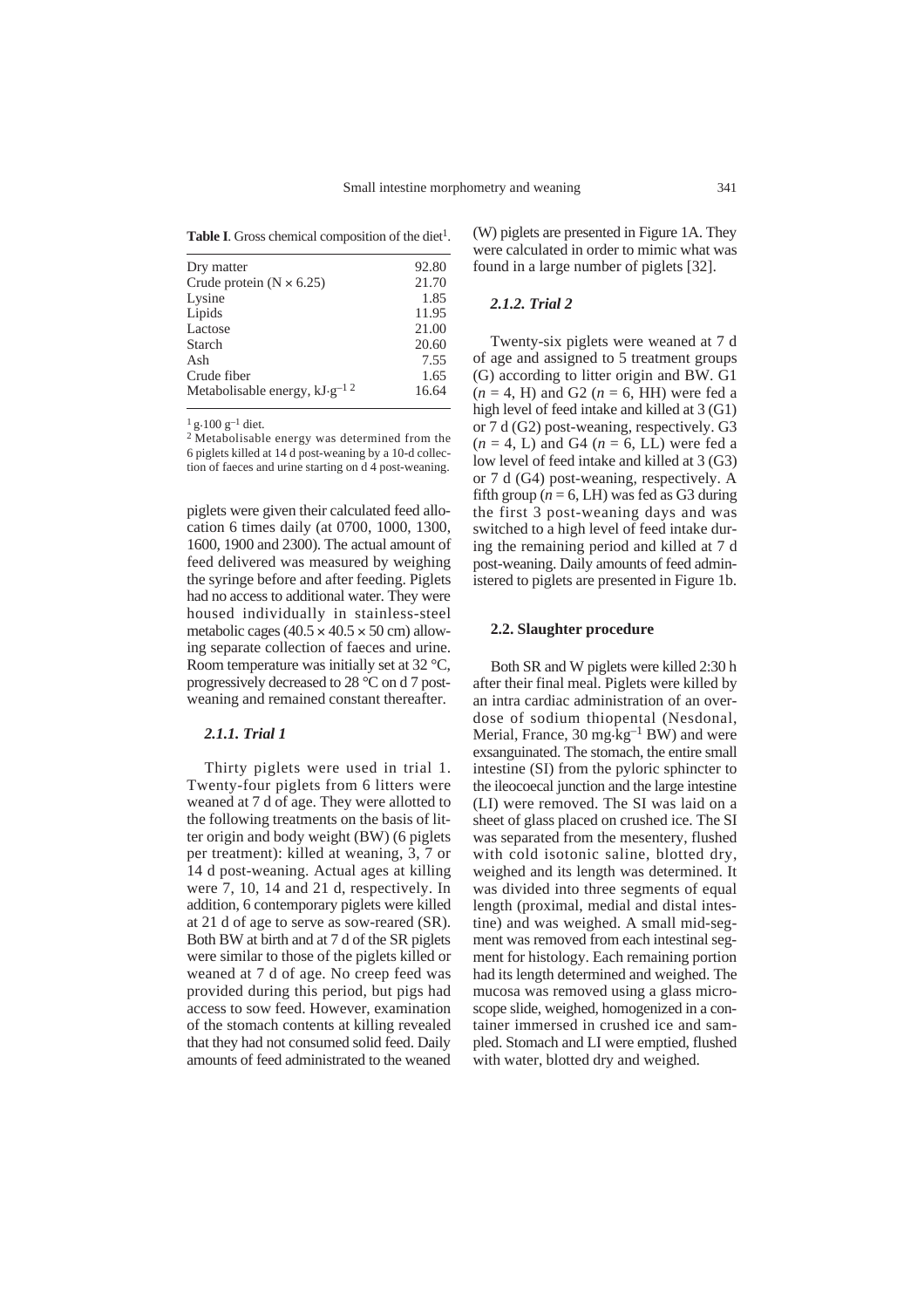**Table I**. Gross chemical composition of the diet[1].

| | |
|---|---|
| Dry matter | 92.80 |
| Crude protein (N × 6.25) | 21.70 |
| Lysine | 1.85 |
| Lipids | 11.95 |
| Lactose | 21.00 |
| Starch | 20.60 |
| Ash | 7.55 |
| Crude fiber | 1.65 |
| Metabolisable energy, $kJ \cdot g^{-1}$ [2] | 16.64 |

[1] $g \cdot 100\ g^{-1}$ diet.

[2] Metabolisable energy was determined from the 6 piglets killed at 14 d post-weaning by a 10-d collection of faeces and urine starting on d 4 post-weaning.

piglets were given their calculated feed allocation 6 times daily (at 0700, 1000, 1300, 1600, 1900 and 2300). The actual amount of feed delivered was measured by weighing the syringe before and after feeding. Piglets had no access to additional water. They were housed individually in stainless-steel metabolic cages (40.5 × 40.5 × 50 cm) allowing separate collection of faeces and urine. Room temperature was initially set at 32 °C, progressively decreased to 28 °C on d 7 post-weaning and remained constant thereafter.

### *2.1.1. Trial 1*

Thirty piglets were used in trial 1. Twenty-four piglets from 6 litters were weaned at 7 d of age. They were allotted to the following treatments on the basis of litter origin and body weight (BW) (6 piglets per treatment): killed at weaning, 3, 7 or 14 d post-weaning. Actual ages at killing were 7, 10, 14 and 21 d, respectively. In addition, 6 contemporary piglets were killed at 21 d of age to serve as sow-reared (SR). Both BW at birth and at 7 d of the SR piglets were similar to those of the piglets killed or weaned at 7 d of age. No creep feed was provided during this period, but pigs had access to sow feed. However, examination of the stomach contents at killing revealed that they had not consumed solid feed. Daily amounts of feed administrated to the weaned (W) piglets are presented in Figure 1A. They were calculated in order to mimic what was found in a large number of piglets [32].

### *2.1.2. Trial 2*

Twenty-six piglets were weaned at 7 d of age and assigned to 5 treatment groups (G) according to litter origin and BW. G1 ($n = 4$, H) and G2 ($n = 6$, HH) were fed a high level of feed intake and killed at 3 (G1) or 7 d (G2) post-weaning, respectively. G3 ($n = 4$, L) and G4 ($n = 6$, LL) were fed a low level of feed intake and killed at 3 (G3) or 7 d (G4) post-weaning, respectively. A fifth group ($n = 6$, LH) was fed as G3 during the first 3 post-weaning days and was switched to a high level of feed intake during the remaining period and killed at 7 d post-weaning. Daily amounts of feed administered to piglets are presented in Figure 1b.

## 2.2. Slaughter procedure

Both SR and W piglets were killed 2:30 h after their final meal. Piglets were killed by an intra cardiac administration of an overdose of sodium thiopental (Nesdonal, Merial, France, 30 $mg \cdot kg^{-1}$ BW) and were exsanguinated. The stomach, the entire small intestine (SI) from the pyloric sphincter to the ileocoecal junction and the large intestine (LI) were removed. The SI was laid on a sheet of glass placed on crushed ice. The SI was separated from the mesentery, flushed with cold isotonic saline, blotted dry, weighed and its length was determined. It was divided into three segments of equal length (proximal, medial and distal intestine) and was weighed. A small mid-segment was removed from each intestinal segment for histology. Each remaining portion had its length determined and weighed. The mucosa was removed using a glass microscope slide, weighed, homogenized in a container immersed in crushed ice and sampled. Stomach and LI were emptied, flushed with water, blotted dry and weighed.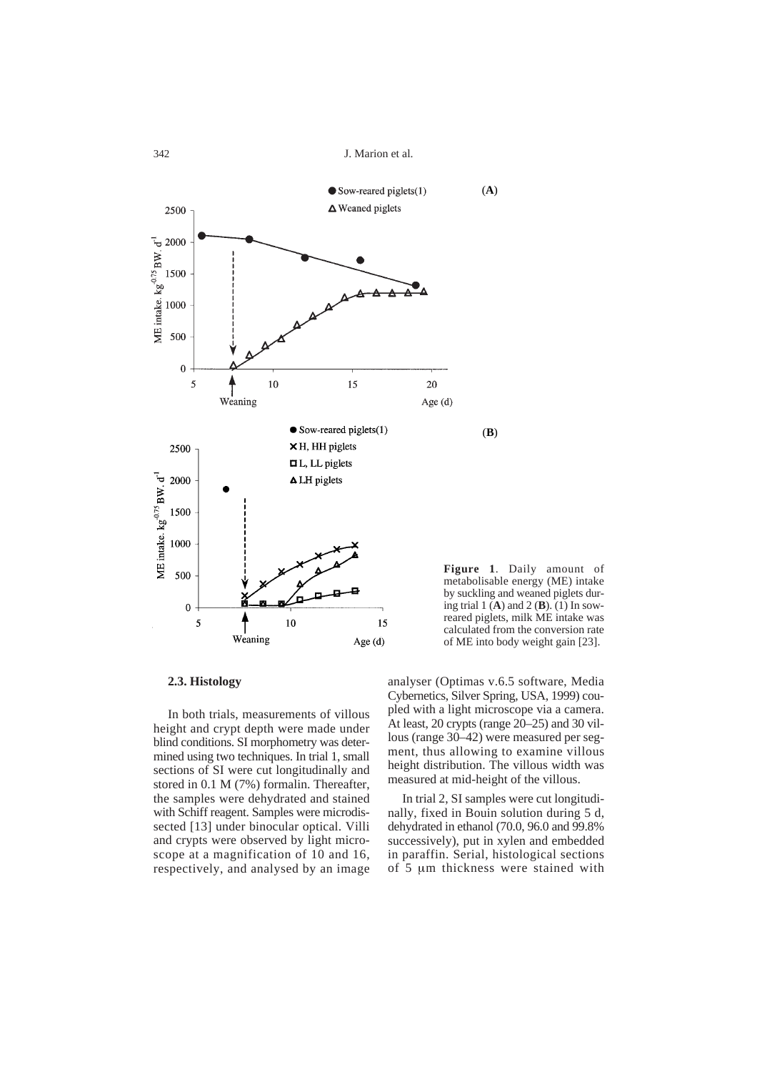**Figure 1**. Daily amount of metabolisable energy (ME) intake by suckling and weaned piglets during trial 1 (**A**) and 2 (**B**). (1) In sow-reared piglets, milk ME intake was calculated from the conversion rate of ME into body weight gain [23].

### 2.3. Histology

In both trials, measurements of villous height and crypt depth were made under blind conditions. SI morphometry was determined using two techniques. In trial 1, small sections of SI were cut longitudinally and stored in 0.1 M (7%) formalin. Thereafter, the samples were dehydrated and stained with Schiff reagent. Samples were microdissected [13] under binocular optical. Villi and crypts were observed by light microscope at a magnification of 10 and 16, respectively, and analysed by an image analyser (Optimas v.6.5 software, Media Cybernetics, Silver Spring, USA, 1999) coupled with a light microscope via a camera. At least, 20 crypts (range 20–25) and 30 villous (range 30–42) were measured per segment, thus allowing to examine villous height distribution. The villous width was measured at mid-height of the villous.

In trial 2, SI samples were cut longitudinally, fixed in Bouin solution during 5 d, dehydrated in ethanol (70.0, 96.0 and 99.8% successively), put in xylen and embedded in paraffin. Serial, histological sections of 5 μm thickness were stained with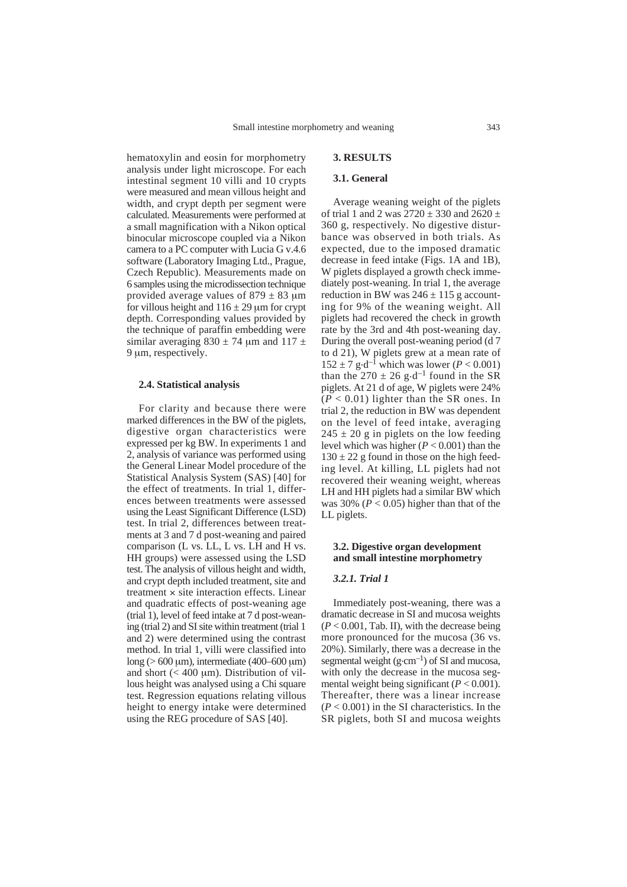hematoxylin and eosin for morphometry analysis under light microscope. For each intestinal segment 10 villi and 10 crypts were measured and mean villous height and width, and crypt depth per segment were calculated. Measurements were performed at a small magnification with a Nikon optical binocular microscope coupled via a Nikon camera to a PC computer with Lucia G v.4.6 software (Laboratory Imaging Ltd., Prague, Czech Republic). Measurements made on 6 samples using the microdissection technique provided average values of $879 \pm 83$ µm for villous height and $116 \pm 29$ µm for crypt depth. Corresponding values provided by the technique of paraffin embedding were similar averaging $830 \pm 74$ µm and $117 \pm 9$ µm, respectively.

### 2.4. Statistical analysis

For clarity and because there were marked differences in the BW of the piglets, digestive organ characteristics were expressed per kg BW. In experiments 1 and 2, analysis of variance was performed using the General Linear Model procedure of the Statistical Analysis System (SAS) [40] for the effect of treatments. In trial 1, differences between treatments were assessed using the Least Significant Difference (LSD) test. In trial 2, differences between treatments at 3 and 7 d post-weaning and paired comparison (L vs. LL, L vs. LH and H vs. HH groups) were assessed using the LSD test. The analysis of villous height and width, and crypt depth included treatment, site and treatment × site interaction effects. Linear and quadratic effects of post-weaning age (trial 1), level of feed intake at 7 d post-weaning (trial 2) and SI site within treatment (trial 1 and 2) were determined using the contrast method. In trial 1, villi were classified into long (> 600 µm), intermediate (400–600 µm) and short (< 400 µm). Distribution of villous height was analysed using a Chi square test. Regression equations relating villous height to energy intake were determined using the REG procedure of SAS [40].

## 3. RESULTS

### 3.1. General

Average weaning weight of the piglets of trial 1 and 2 was $2720 \pm 330$ and $2620 \pm 360$ g, respectively. No digestive disturbance was observed in both trials. As expected, due to the imposed dramatic decrease in feed intake (Figs. 1A and 1B), W piglets displayed a growth check immediately post-weaning. In trial 1, the average reduction in BW was $246 \pm 115$ g accounting for 9% of the weaning weight. All piglets had recovered the check in growth rate by the 3rd and 4th post-weaning day. During the overall post-weaning period (d 7 to d 21), W piglets grew at a mean rate of $152 \pm 7$ g·d$^{-1}$ which was lower ($P < 0.001$) than the $270 \pm 26$ g·d$^{-1}$ found in the SR piglets. At 21 d of age, W piglets were 24% ($P < 0.01$) lighter than the SR ones. In trial 2, the reduction in BW was dependent on the level of feed intake, averaging $245 \pm 20$ g in piglets on the low feeding level which was higher ($P < 0.001$) than the $130 \pm 22$ g found in those on the high feeding level. At killing, LL piglets had not recovered their weaning weight, whereas LH and HH piglets had a similar BW which was 30% ($P < 0.05$) higher than that of the LL piglets.

### 3.2. Digestive organ development and small intestine morphometry

#### *3.2.1. Trial 1*

Immediately post-weaning, there was a dramatic decrease in SI and mucosa weights ($P < 0.001$, Tab. II), with the decrease being more pronounced for the mucosa (36 vs. 20%). Similarly, there was a decrease in the segmental weight (g·cm$^{-1}$) of SI and mucosa, with only the decrease in the mucosa segmental weight being significant ($P < 0.001$). Thereafter, there was a linear increase ($P < 0.001$) in the SI characteristics. In the SR piglets, both SI and mucosa weights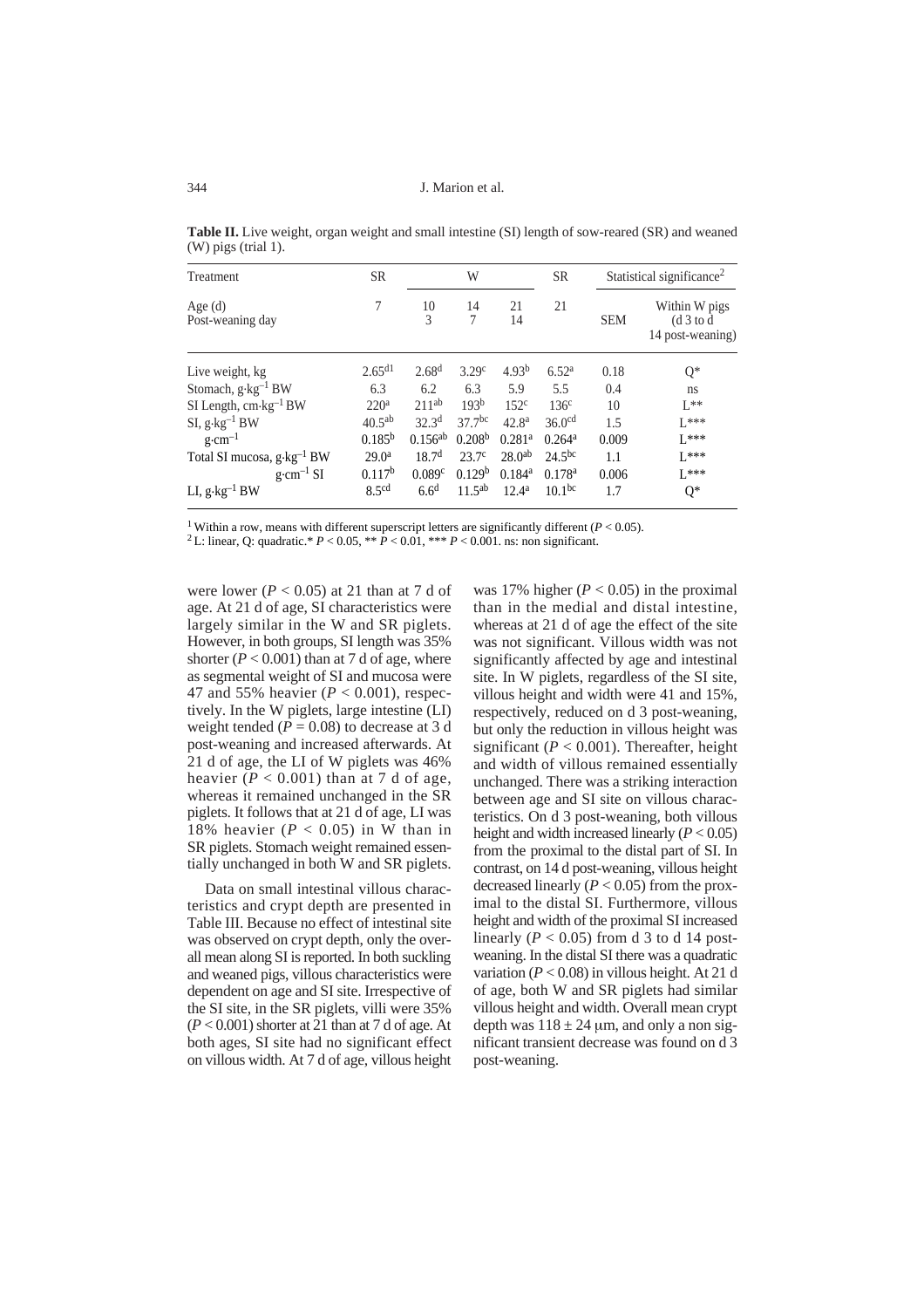**Table II.** Live weight, organ weight and small intestine (SI) length of sow-reared (SR) and weaned (W) pigs (trial 1).

| Treatment | SR | W | | | SR | Statistical significance[2] | |
|---|---|---|---|---|---|---|---|
| Age (d) | 7 | 10 | 14 | 21 | 21 | SEM | Within W pigs |
| Post-weaning day | | 3 | 7 | 14 | | | (d 3 to d 14 post-weaning) |
| Live weight, kg | 2.65[d1] | 2.68[d] | 3.29[c] | 4.93[b] | 6.52[a] | 0.18 | Q* |
| Stomach, g·kg$^{-1}$ BW | 6.3 | 6.2 | 6.3 | 5.9 | 5.5 | 0.4 | ns |
| SI Length, cm·kg$^{-1}$ BW | 220[a] | 211[ab] | 193[b] | 152[c] | 136[c] | 10 | L** |
| SI, g·kg$^{-1}$ BW | 40.5[ab] | 32.3[d] | 37.7[bc] | 42.8[a] | 36.0[cd] | 1.5 | L*** |
| g·cm$^{-1}$ | 0.185[b] | 0.156[ab] | 0.208[b] | 0.281[a] | 0.264[a] | 0.009 | L*** |
| Total SI mucosa, g·kg$^{-1}$ BW | 29.0[a] | 18.7[d] | 23.7[c] | 28.0[ab] | 24.5[bc] | 1.1 | L*** |
| g·cm$^{-1}$ SI | 0.117[b] | 0.089[c] | 0.129[b] | 0.184[a] | 0.178[a] | 0.006 | L*** |
| LI, g·kg$^{-1}$ BW | 8.5[cd] | 6.6[d] | 11.5[ab] | 12.4[a] | 10.1[bc] | 1.7 | Q* |

[1] Within a row, means with different superscript letters are significantly different ($P < 0.05$).
[2] L: linear, Q: quadratic.* $P < 0.05$, ** $P < 0.01$, *** $P < 0.001$. ns: non significant.

were lower ($P < 0.05$) at 21 than at 7 d of age. At 21 d of age, SI characteristics were largely similar in the W and SR piglets. However, in both groups, SI length was 35% shorter ($P < 0.001$) than at 7 d of age, where as segmental weight of SI and mucosa were 47 and 55% heavier ($P < 0.001$), respectively. In the W piglets, large intestine (LI) weight tended ($P = 0.08$) to decrease at 3 d post-weaning and increased afterwards. At 21 d of age, the LI of W piglets was 46% heavier ($P < 0.001$) than at 7 d of age, whereas it remained unchanged in the SR piglets. It follows that at 21 d of age, LI was 18% heavier ($P < 0.05$) in W than in SR piglets. Stomach weight remained essentially unchanged in both W and SR piglets.

Data on small intestinal villous characteristics and crypt depth are presented in Table III. Because no effect of intestinal site was observed on crypt depth, only the overall mean along SI is reported. In both suckling and weaned pigs, villous characteristics were dependent on age and SI site. Irrespective of the SI site, in the SR piglets, villi were 35% ($P < 0.001$) shorter at 21 than at 7 d of age. At both ages, SI site had no significant effect on villous width. At 7 d of age, villous height was 17% higher ($P < 0.05$) in the proximal than in the medial and distal intestine, whereas at 21 d of age the effect of the site was not significant. Villous width was not significantly affected by age and intestinal site. In W piglets, regardless of the SI site, villous height and width were 41 and 15%, respectively, reduced on d 3 post-weaning, but only the reduction in villous height was significant ($P < 0.001$). Thereafter, height and width of villous remained essentially unchanged. There was a striking interaction between age and SI site on villous characteristics. On d 3 post-weaning, both villous height and width increased linearly ($P < 0.05$) from the proximal to the distal part of SI. In contrast, on 14 d post-weaning, villous height decreased linearly ($P < 0.05$) from the proximal to the distal SI. Furthermore, villous height and width of the proximal SI increased linearly ($P < 0.05$) from d 3 to d 14 post-weaning. In the distal SI there was a quadratic variation ($P < 0.08$) in villous height. At 21 d of age, both W and SR piglets had similar villous height and width. Overall mean crypt depth was $118 \pm 24$ μm, and only a non significant transient decrease was found on d 3 post-weaning.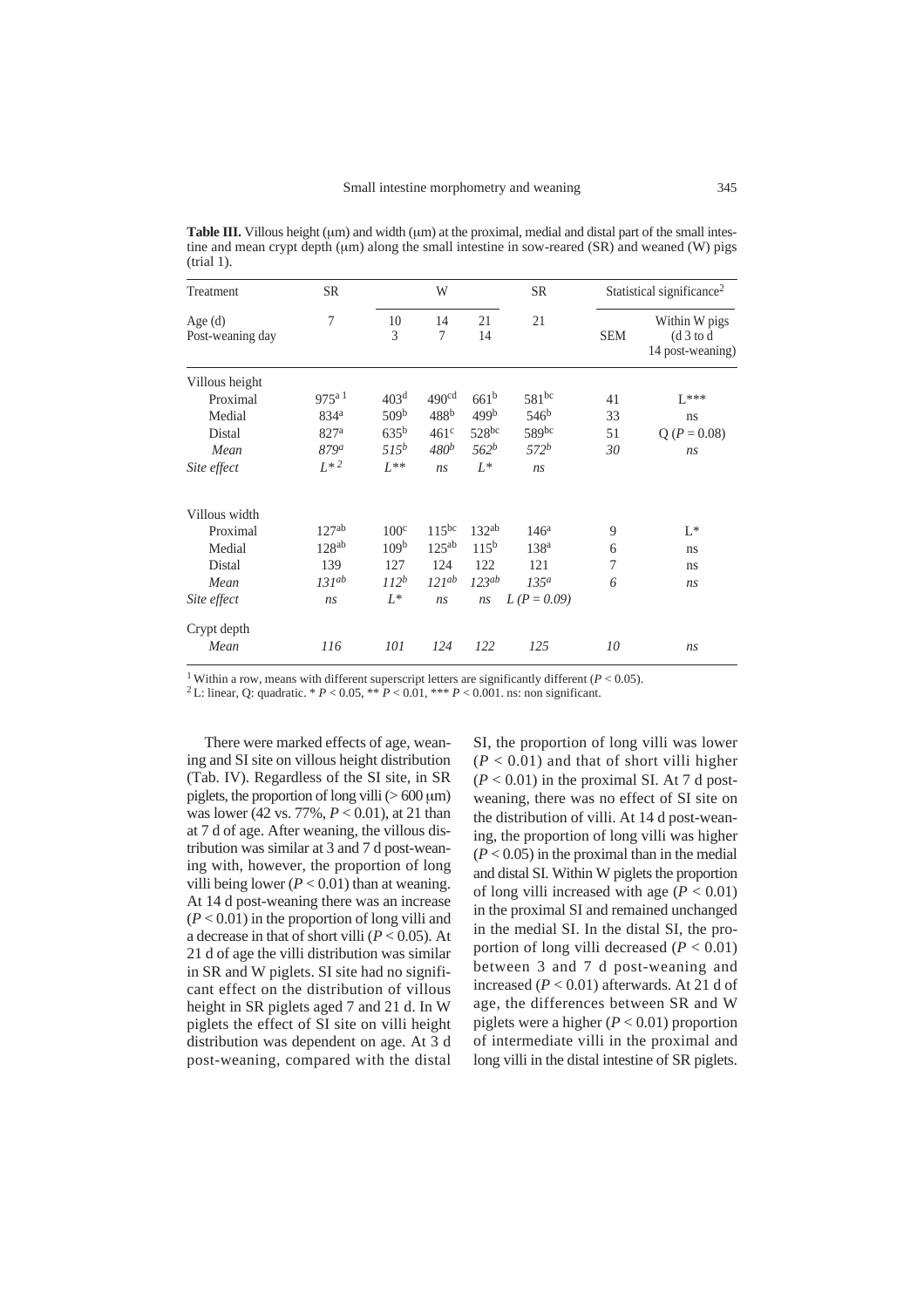**Table III.** Villous height (μm) and width (μm) at the proximal, medial and distal part of the small intestine and mean crypt depth (μm) along the small intestine in sow-reared (SR) and weaned (W) pigs (trial 1).

| Treatment | SR | W | | | SR | Statistical significance[2] | |
|---|---|---|---|---|---|---|---|
| Age (d) | 7 | 10 | 14 | 21 | 21 | SEM | Within W pigs (d 3 to d 14 post-weaning) |
| Post-weaning day | | 3 | 7 | 14 | | | |
| Villous height | | | | | | | |
| Proximal | 975[a 1] | 403[d] | 490[cd] | 661[b] | 581[bc] | 41 | L*** |
| Medial | 834[a] | 509[b] | 488[b] | 499[b] | 546[b] | 33 | ns |
| Distal | 827[a] | 635[b] | 461[c] | 528[bc] | 589[bc] | 51 | Q ($P = 0.08$) |
| *Mean* | *879[a]* | *515[b]* | *480[b]* | *562[b]* | *572[b]* | *30* | *ns* |
| *Site effect* | *L*[2]* | *L*** | *ns* | *L** | *ns* | | |
| Villous width | | | | | | | |
| Proximal | 127[ab] | 100[c] | 115[bc] | 132[ab] | 146[a] | 9 | L* |
| Medial | 128[ab] | 109[b] | 125[ab] | 115[b] | 138[a] | 6 | ns |
| Distal | 139 | 127 | 124 | 122 | 121 | 7 | ns |
| *Mean* | *131[ab]* | *112[b]* | *121[ab]* | *123[ab]* | *135[a]* | *6* | *ns* |
| *Site effect* | *ns* | *L** | *ns* | *ns* | *L ($P = 0.09$)* | | |
| Crypt depth | | | | | | | |
| *Mean* | *116* | *101* | *124* | *122* | *125* | *10* | *ns* |

[1] Within a row, means with different superscript letters are significantly different ($P < 0.05$).
[2] L: linear, Q: quadratic. * $P < 0.05$, ** $P < 0.01$, *** $P < 0.001$. ns: non significant.

There were marked effects of age, weaning and SI site on villous height distribution (Tab. IV). Regardless of the SI site, in SR piglets, the proportion of long villi (> 600 μm) was lower (42 vs. 77%, $P < 0.01$), at 21 than at 7 d of age. After weaning, the villous distribution was similar at 3 and 7 d post-weaning with, however, the proportion of long villi being lower ($P < 0.01$) than at weaning. At 14 d post-weaning there was an increase ($P < 0.01$) in the proportion of long villi and a decrease in that of short villi ($P < 0.05$). At 21 d of age the villi distribution was similar in SR and W piglets. SI site had no significant effect on the distribution of villous height in SR piglets aged 7 and 21 d. In W piglets the effect of SI site on villi height distribution was dependent on age. At 3 d post-weaning, compared with the distal SI, the proportion of long villi was lower ($P < 0.01$) and that of short villi higher ($P < 0.01$) in the proximal SI. At 7 d post-weaning, there was no effect of SI site on the distribution of villi. At 14 d post-weaning, the proportion of long villi was higher ($P < 0.05$) in the proximal than in the medial and distal SI. Within W piglets the proportion of long villi increased with age ($P < 0.01$) in the proximal SI and remained unchanged in the medial SI. In the distal SI, the proportion of long villi decreased ($P < 0.01$) between 3 and 7 d post-weaning and increased ($P < 0.01$) afterwards. At 21 d of age, the differences between SR and W piglets were a higher ($P < 0.01$) proportion of intermediate villi in the proximal and long villi in the distal intestine of SR piglets.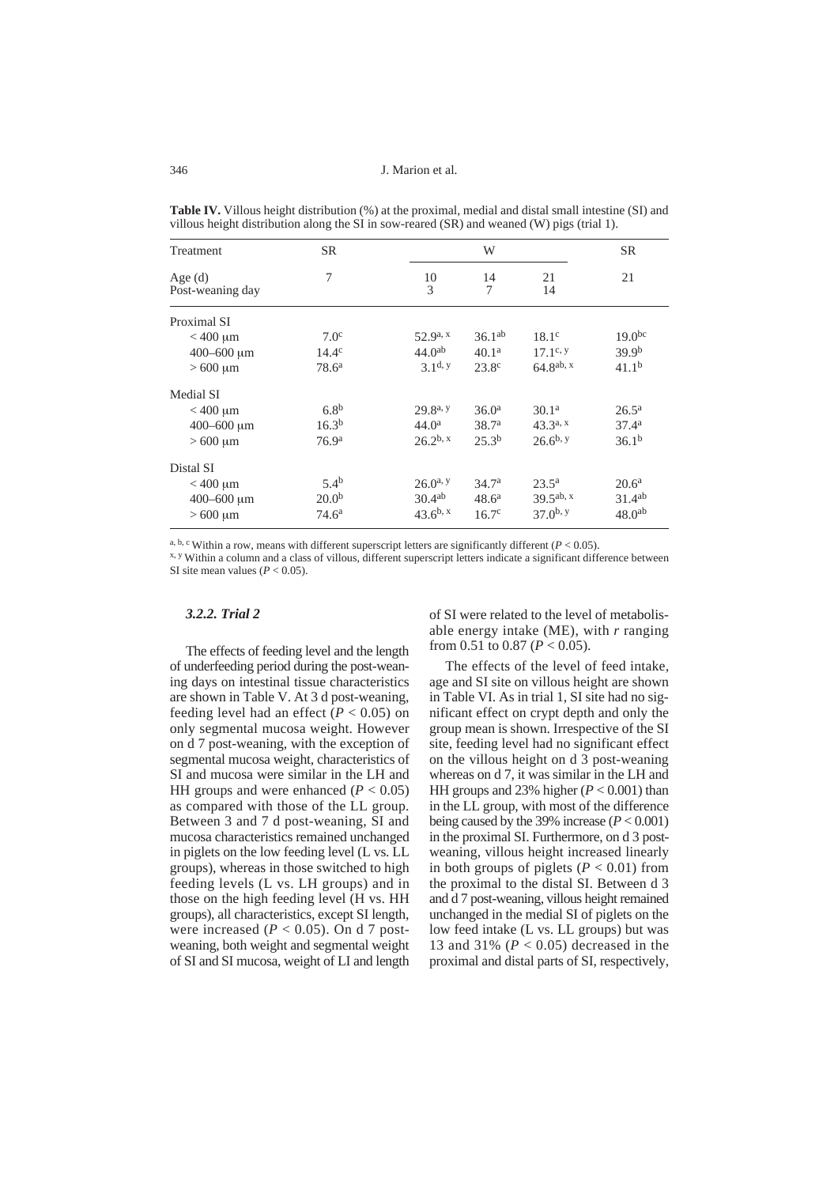**Table IV.** Villous height distribution (%) at the proximal, medial and distal small intestine (SI) and villous height distribution along the SI in sow-reared (SR) and weaned (W) pigs (trial 1).

| Treatment | SR | W | | | SR |
|---|---|---|---|---|---|
| Age (d) | 7 | 10 | 14 | 21 | 21 |
| Post-weaning day | | 3 | 7 | 14 | |
| Proximal SI | | | | | |
| < 400 μm | 7.0[c] | 52.9[a, x] | 36.1[ab] | 18.1[c] | 19.0[bc] |
| 400–600 μm | 14.4[c] | 44.0[ab] | 40.1[a] | 17.1[c, y] | 39.9[b] |
| > 600 μm | 78.6[a] | 3.1[d, y] | 23.8[c] | 64.8[ab, x] | 41.1[b] |
| Medial SI | | | | | |
| < 400 μm | 6.8[b] | 29.8[a, y] | 36.0[a] | 30.1[a] | 26.5[a] |
| 400–600 μm | 16.3[b] | 44.0[a] | 38.7[a] | 43.3[a, x] | 37.4[a] |
| > 600 μm | 76.9[a] | 26.2[b, x] | 25.3[b] | 26.6[b, y] | 36.1[b] |
| Distal SI | | | | | |
| < 400 μm | 5.4[b] | 26.0[a, y] | 34.7[a] | 23.5[a] | 20.6[a] |
| 400–600 μm | 20.0[b] | 30.4[ab] | 48.6[a] | 39.5[ab, x] | 31.4[ab] |
| > 600 μm | 74.6[a] | 43.6[b, x] | 16.7[c] | 37.0[b, y] | 48.0[ab] |

[a, b, c] Within a row, means with different superscript letters are significantly different ($P < 0.05$).
[x, y] Within a column and a class of villous, different superscript letters indicate a significant difference between SI site mean values ($P < 0.05$).

### 3.2.2. Trial 2

The effects of feeding level and the length of underfeeding period during the post-weaning days on intestinal tissue characteristics are shown in Table V. At 3 d post-weaning, feeding level had an effect ($P < 0.05$) on only segmental mucosa weight. However on d 7 post-weaning, with the exception of segmental mucosa weight, characteristics of SI and mucosa were similar in the LH and HH groups and were enhanced ($P < 0.05$) as compared with those of the LL group. Between 3 and 7 d post-weaning, SI and mucosa characteristics remained unchanged in piglets on the low feeding level (L vs. LL groups), whereas in those switched to high feeding levels (L vs. LH groups) and in those on the high feeding level (H vs. HH groups), all characteristics, except SI length, were increased ($P < 0.05$). On d 7 post-weaning, both weight and segmental weight of SI and SI mucosa, weight of LI and length of SI were related to the level of metabolisable energy intake (ME), with $r$ ranging from 0.51 to 0.87 ($P < 0.05$).

The effects of the level of feed intake, age and SI site on villous height are shown in Table VI. As in trial 1, SI site had no significant effect on crypt depth and only the group mean is shown. Irrespective of the SI site, feeding level had no significant effect on the villous height on d 3 post-weaning whereas on d 7, it was similar in the LH and HH groups and 23% higher ($P < 0.001$) than in the LL group, with most of the difference being caused by the 39% increase ($P < 0.001$) in the proximal SI. Furthermore, on d 3 post-weaning, villous height increased linearly in both groups of piglets ($P < 0.01$) from the proximal to the distal SI. Between d 3 and d 7 post-weaning, villous height remained unchanged in the medial SI of piglets on the low feed intake (L vs. LL groups) but was 13 and 31% ($P < 0.05$) decreased in the proximal and distal parts of SI, respectively,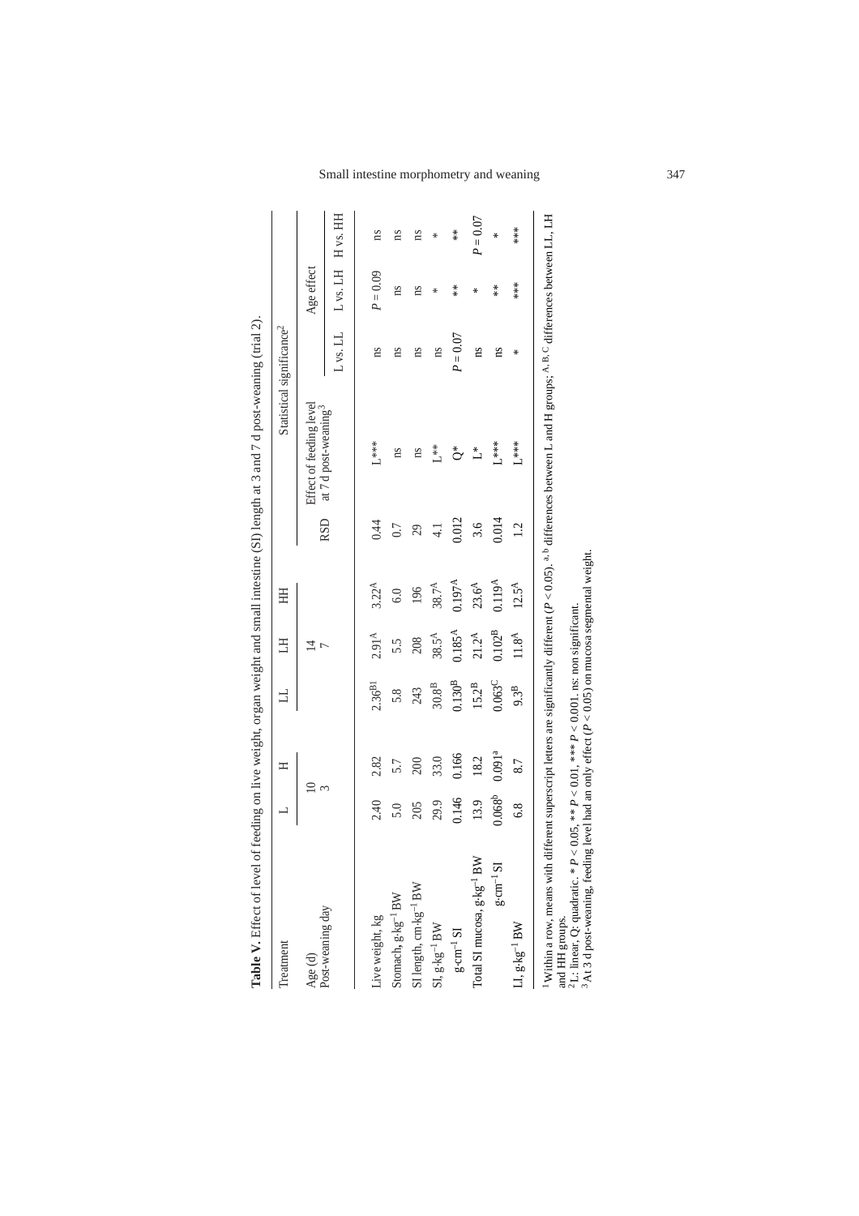**Table V.** Effect of level of feeding on live weight, organ weight and small intestine (SI) length at 3 and 7 d post-weaning (trial 2).

| Treatment | L | H | LL | LH | HH | | Statistical significance[2] | | | |
|---|---|---|---|---|---|---|---|---|---|---|
| Age (d) | 10 | | 14 | | | | Effect of feeding level at 7 d post-weaning[3] | Age effect | | |
| Post-weaning day | 3 | | 7 | | | RSD | | L vs. LL | L vs. LH | H vs. HH |
| Live weight, kg | 2.40 | 2.82 | 2.36[B1] | 2.91[A] | 3.22[A] | 0.44 | L*** | ns | $P = 0.09$ | ns |
| Stomach, g·kg$^{-1}$ BW | 5.0 | 5.7 | 5.8 | 5.5 | 6.0 | 0.7 | ns | ns | ns | ns |
| SI length, cm·kg$^{-1}$ BW | 205 | 200 | 243 | 208 | 196 | 29 | ns | ns | ns | ns |
| SI, g·kg$^{-1}$ BW | 29.9 | 33.0 | 30.8[B] | 38.5[A] | 38.7[A] | 4.1 | L** | ns | * | * |
| g·cm$^{-1}$ SI | 0.146 | 0.166 | 0.130[B] | 0.185[A] | 0.197[A] | 0.012 | Q* | $P = 0.07$ | ** | ** |
| Total SI mucosa, g·kg$^{-1}$ BW | 13.9 | 18.2 | 15.2[B] | 21.2[A] | 23.6[A] | 3.6 | L* | ns | * | $P = 0.07$ |
| g·cm$^{-1}$ SI | 0.068[b] | 0.091[a] | 0.063[C] | 0.102[B] | 0.119[A] | 0.014 | L*** | ns | ** | * |
| LI, g·kg$^{-1}$ BW | 6.8 | 8.7 | 9.3[B] | 11.8[A] | 12.5[A] | 1.2 | L*** | * | *** | *** |

[1] Within a row, means with different superscript letters are significantly different ($P < 0.05$). [a, b] differences between L and H groups; [A, B, C] differences between LL, LH and HH groups.
[2] L: linear, Q: quadratic. * $P < 0.05$, ** $P < 0.01$, *** $P < 0.001$. ns: non significant.
[3] At 3 d post-weaning, feeding level had an only effect ($P < 0.05$) on mucosa segmental weight.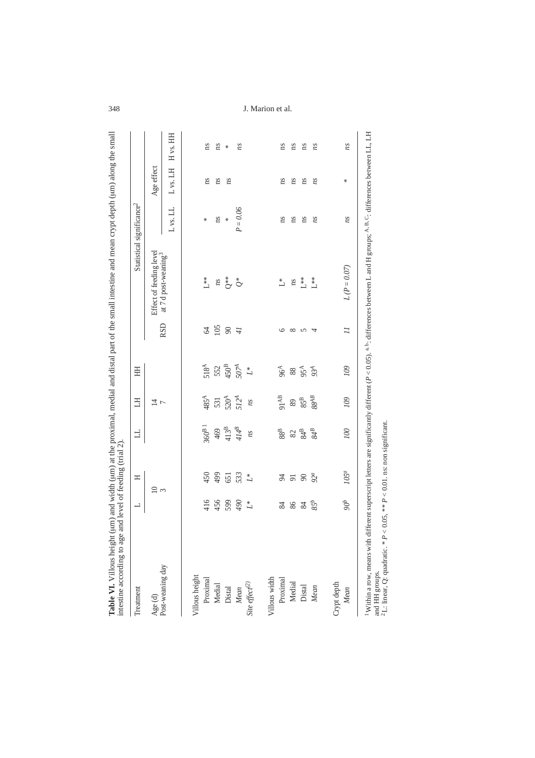**Table VI.** Villous height (µm) and width (µm) at the proximal, medial and distal part of the small intestine and mean crypt depth (µm) along the small intestine according to age and level of feeding (trial 2).

| Treatment | L | H | LL | LH | HH | RSD | Effect of feeding level at 7 d post-weaning[3] | L vs. LL | L vs. LH | H vs. HH |
|---|---|---|---|---|---|---|---|---|---|---|
| | | | | | | | Statistical significance[2] | | | |
| | | | | | | | | Age effect | | |
| Age (d) | 10 | | 14 | | | | | | | |
| Post-weaning day | 3 | | 7 | | | | | | | |
| Villous height | | | | | | | | | | |
| Proximal | 416 | 450 | 360[B 1] | 485[A] | 518[A] | 64 | L** | * | ns | ns |
| Medial | 456 | 499 | 469 | 531 | 552 | 105 | ns | ns | ns | ns |
| Distal | 599 | 651 | 413[B] | 520[A] | 450[B] | 90 | Q** | * | ns | * |
| *Mean* | *490* | *533* | *414[B]* | *512[A]* | *507[A]* | *41* | *Q** | *P = 0.06* | | *ns* |
| *Site effect[(2)]* | *L** | *L** | *ns* | *ns* | *L** | | | | | |
| Villous width | | | | | | | | | | |
| Proximal | 84 | 94 | 88[B] | 91[AB] | 96[A] | 6 | L* | ns | ns | ns |
| Medial | 86 | 91 | 82 | 89 | 88 | 8 | ns | ns | ns | ns |
| Distal | 84 | 90 | 84[B] | 85[B] | 95[A] | 5 | L** | ns | ns | ns |
| *Mean* | *85[b]* | *92[a]* | *84[B]* | *88[AB]* | *93[A]* | *4* | *L*** | *ns* | *ns* | *ns* |
| Crypt depth | | | | | | | | | | |
| *Mean* | *90[b]* | *105[a]* | *100* | *109* | *109* | *11* | *L (P = 0.07)* | *ns* | * | *ns* |

[1] Within a row, means with different superscript letters are significantly different ($P < 0.05$). [a, b]: differences between L and H groups; [A, B, C]: differences between LL, LH and HH groups.
[2] L: linear, Q: quadratic. * $P < 0.05$, ** $P < 0.01$. ns: non significant.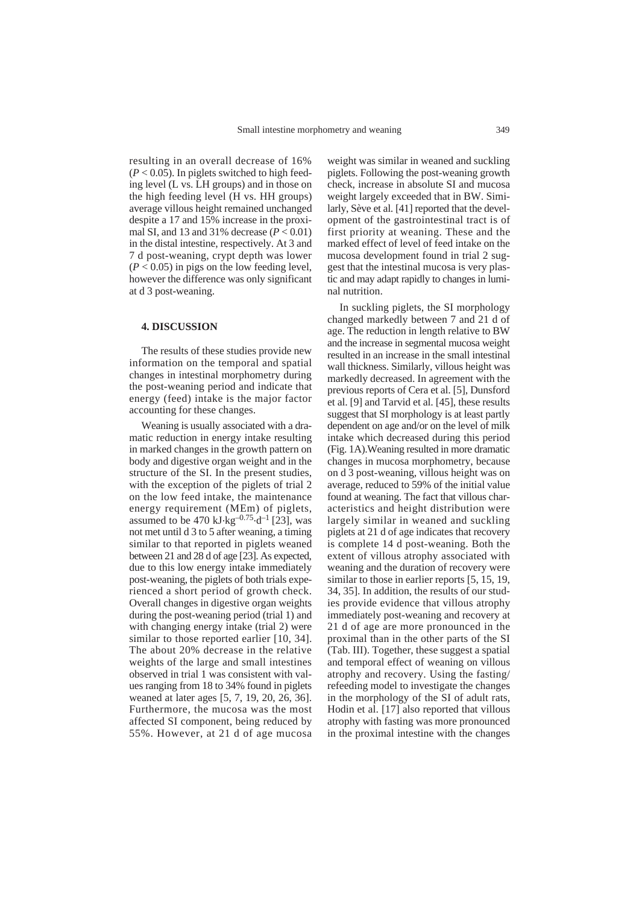resulting in an overall decrease of 16% ($P < 0.05$). In piglets switched to high feeding level (L vs. LH groups) and in those on the high feeding level (H vs. HH groups) average villous height remained unchanged despite a 17 and 15% increase in the proximal SI, and 13 and 31% decrease ($P < 0.01$) in the distal intestine, respectively. At 3 and 7 d post-weaning, crypt depth was lower ($P < 0.05$) in pigs on the low feeding level, however the difference was only significant at d 3 post-weaning.

## 4. DISCUSSION

The results of these studies provide new information on the temporal and spatial changes in intestinal morphometry during the post-weaning period and indicate that energy (feed) intake is the major factor accounting for these changes.

Weaning is usually associated with a dramatic reduction in energy intake resulting in marked changes in the growth pattern on body and digestive organ weight and in the structure of the SI. In the present studies, with the exception of the piglets of trial 2 on the low feed intake, the maintenance energy requirement (MEm) of piglets, assumed to be 470 $kJ \cdot kg^{-0.75} \cdot d^{-1}$ [23], was not met until d 3 to 5 after weaning, a timing similar to that reported in piglets weaned between 21 and 28 d of age [23]. As expected, due to this low energy intake immediately post-weaning, the piglets of both trials experienced a short period of growth check. Overall changes in digestive organ weights during the post-weaning period (trial 1) and with changing energy intake (trial 2) were similar to those reported earlier [10, 34]. The about 20% decrease in the relative weights of the large and small intestines observed in trial 1 was consistent with values ranging from 18 to 34% found in piglets weaned at later ages [5, 7, 19, 20, 26, 36]. Furthermore, the mucosa was the most affected SI component, being reduced by 55%. However, at 21 d of age mucosa weight was similar in weaned and suckling piglets. Following the post-weaning growth check, increase in absolute SI and mucosa weight largely exceeded that in BW. Similarly, Sève et al. [41] reported that the development of the gastrointestinal tract is of first priority at weaning. These and the marked effect of level of feed intake on the mucosa development found in trial 2 suggest that the intestinal mucosa is very plastic and may adapt rapidly to changes in luminal nutrition.

In suckling piglets, the SI morphology changed markedly between 7 and 21 d of age. The reduction in length relative to BW and the increase in segmental mucosa weight resulted in an increase in the small intestinal wall thickness. Similarly, villous height was markedly decreased. In agreement with the previous reports of Cera et al. [5], Dunsford et al. [9] and Tarvid et al. [45], these results suggest that SI morphology is at least partly dependent on age and/or on the level of milk intake which decreased during this period (Fig. 1A). Weaning resulted in more dramatic changes in mucosa morphometry, because on d 3 post-weaning, villous height was on average, reduced to 59% of the initial value found at weaning. The fact that villous characteristics and height distribution were largely similar in weaned and suckling piglets at 21 d of age indicates that recovery is complete 14 d post-weaning. Both the extent of villous atrophy associated with weaning and the duration of recovery were similar to those in earlier reports [5, 15, 19, 34, 35]. In addition, the results of our studies provide evidence that villous atrophy immediately post-weaning and recovery at 21 d of age are more pronounced in the proximal than in the other parts of the SI (Tab. III). Together, these suggest a spatial and temporal effect of weaning on villous atrophy and recovery. Using the fasting/refeeding model to investigate the changes in the morphology of the SI of adult rats, Hodin et al. [17] also reported that villous atrophy with fasting was more pronounced in the proximal intestine with the changes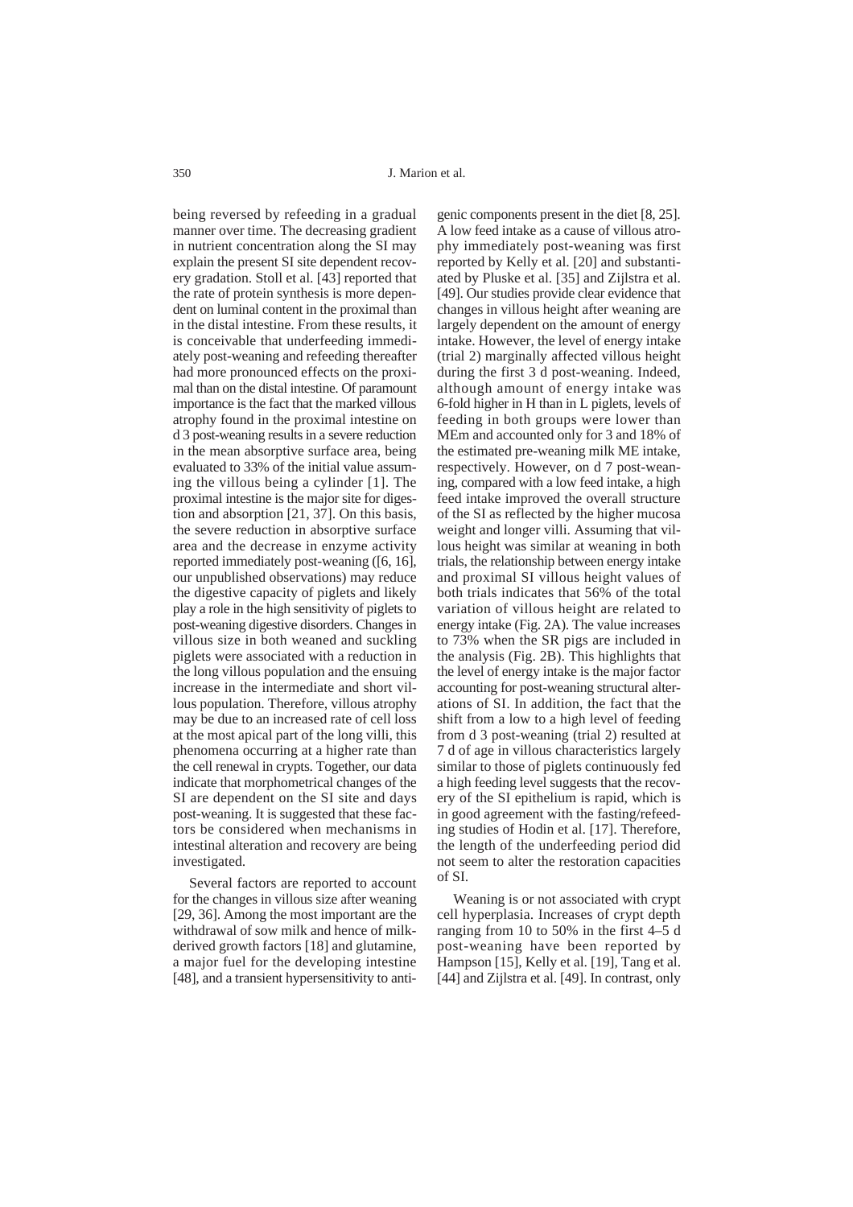being reversed by refeeding in a gradual manner over time. The decreasing gradient in nutrient concentration along the SI may explain the present SI site dependent recovery gradation. Stoll et al. [43] reported that the rate of protein synthesis is more dependent on luminal content in the proximal than in the distal intestine. From these results, it is conceivable that underfeeding immediately post-weaning and refeeding thereafter had more pronounced effects on the proximal than on the distal intestine. Of paramount importance is the fact that the marked villous atrophy found in the proximal intestine on d 3 post-weaning results in a severe reduction in the mean absorptive surface area, being evaluated to 33% of the initial value assuming the villous being a cylinder [1]. The proximal intestine is the major site for digestion and absorption [21, 37]. On this basis, the severe reduction in absorptive surface area and the decrease in enzyme activity reported immediately post-weaning ([6, 16], our unpublished observations) may reduce the digestive capacity of piglets and likely play a role in the high sensitivity of piglets to post-weaning digestive disorders. Changes in villous size in both weaned and suckling piglets were associated with a reduction in the long villous population and the ensuing increase in the intermediate and short villous population. Therefore, villous atrophy may be due to an increased rate of cell loss at the most apical part of the long villi, this phenomena occurring at a higher rate than the cell renewal in crypts. Together, our data indicate that morphometrical changes of the SI are dependent on the SI site and days post-weaning. It is suggested that these factors be considered when mechanisms in intestinal alteration and recovery are being investigated.

Several factors are reported to account for the changes in villous size after weaning [29, 36]. Among the most important are the withdrawal of sow milk and hence of milk-derived growth factors [18] and glutamine, a major fuel for the developing intestine [48], and a transient hypersensitivity to antigenic components present in the diet [8, 25]. A low feed intake as a cause of villous atrophy immediately post-weaning was first reported by Kelly et al. [20] and substantiated by Pluske et al. [35] and Zijlstra et al. [49]. Our studies provide clear evidence that changes in villous height after weaning are largely dependent on the amount of energy intake. However, the level of energy intake (trial 2) marginally affected villous height during the first 3 d post-weaning. Indeed, although amount of energy intake was 6-fold higher in H than in L piglets, levels of feeding in both groups were lower than MEm and accounted only for 3 and 18% of the estimated pre-weaning milk ME intake, respectively. However, on d 7 post-weaning, compared with a low feed intake, a high feed intake improved the overall structure of the SI as reflected by the higher mucosa weight and longer villi. Assuming that villous height was similar at weaning in both trials, the relationship between energy intake and proximal SI villous height values of both trials indicates that 56% of the total variation of villous height are related to energy intake (Fig. 2A). The value increases to 73% when the SR pigs are included in the analysis (Fig. 2B). This highlights that the level of energy intake is the major factor accounting for post-weaning structural alterations of SI. In addition, the fact that the shift from a low to a high level of feeding from d 3 post-weaning (trial 2) resulted at 7 d of age in villous characteristics largely similar to those of piglets continuously fed a high feeding level suggests that the recovery of the SI epithelium is rapid, which is in good agreement with the fasting/refeeding studies of Hodin et al. [17]. Therefore, the length of the underfeeding period did not seem to alter the restoration capacities of SI.

Weaning is or not associated with crypt cell hyperplasia. Increases of crypt depth ranging from 10 to 50% in the first 4–5 d post-weaning have been reported by Hampson [15], Kelly et al. [19], Tang et al. [44] and Zijlstra et al. [49]. In contrast, only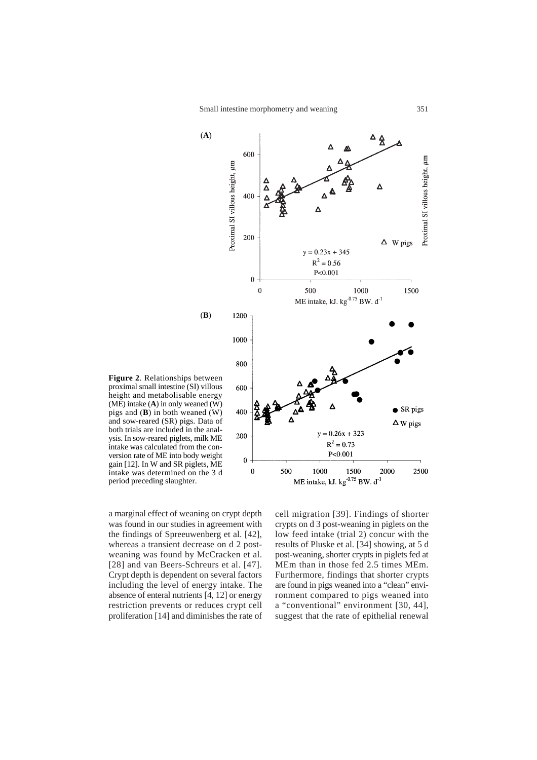**Figure 2**. Relationships between proximal small intestine (SI) villous height and metabolisable energy (ME) intake (**A**) in only weaned (W) pigs and (**B**) in both weaned (W) and sow-reared (SR) pigs. Data of both trials are included in the analysis. In sow-reared piglets, milk ME intake was calculated from the conversion rate of ME into body weight gain [12]. In W and SR piglets, ME intake was determined on the 3 d period preceding slaughter.

a marginal effect of weaning on crypt depth was found in our studies in agreement with the findings of Spreeuwenberg et al. [42], whereas a transient decrease on d 2 post-weaning was found by McCracken et al. [28] and van Beers-Schreurs et al. [47]. Crypt depth is dependent on several factors including the level of energy intake. The absence of enteral nutrients [4, 12] or energy restriction prevents or reduces crypt cell proliferation [14] and diminishes the rate of cell migration [39]. Findings of shorter crypts on d 3 post-weaning in piglets on the low feed intake (trial 2) concur with the results of Pluske et al. [34] showing, at 5 d post-weaning, shorter crypts in piglets fed at MEm than in those fed 2.5 times MEm. Furthermore, findings that shorter crypts are found in pigs weaned into a "clean" environment compared to pigs weaned into a "conventional" environment [30, 44], suggest that the rate of epithelial renewal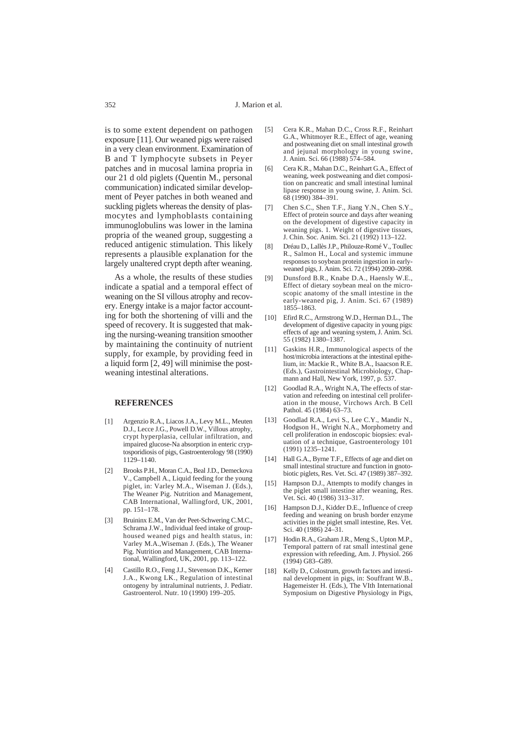is to some extent dependent on pathogen exposure [11]. Our weaned pigs were raised in a very clean environment. Examination of B and T lymphocyte subsets in Peyer patches and in mucosal lamina propria in our 21 d old piglets (Quentin M., personal communication) indicated similar development of Peyer patches in both weaned and suckling piglets whereas the density of plasmocytes and lymphoblasts containing immunoglobulins was lower in the lamina propria of the weaned group, suggesting a reduced antigenic stimulation. This likely represents a plausible explanation for the largely unaltered crypt depth after weaning.

As a whole, the results of these studies indicate a spatial and a temporal effect of weaning on the SI villous atrophy and recovery. Energy intake is a major factor accounting for both the shortening of villi and the speed of recovery. It is suggested that making the nursing-weaning transition smoother by maintaining the continuity of nutrient supply, for example, by providing feed in a liquid form [2, 49] will minimise the post-weaning intestinal alterations.

## REFERENCES

[1] Argenzio R.A., Liacos J.A., Levy M.L., Meuten D.J., Lecce J.G., Powell D.W., Villous atrophy, crypt hyperplasia, cellular infiltration, and impaired glucose-Na absorption in enteric cryptosporidiosis of pigs, Gastroenterology 98 (1990) 1129–1140.

[2] Brooks P.H., Moran C.A., Beal J.D., Demeckova V., Campbell A., Liquid feeding for the young piglet, in: Varley M.A., Wiseman J. (Eds.), The Weaner Pig. Nutrition and Management, CAB International, Wallingford, UK, 2001, pp. 151–178.

[3] Bruininx E.M., Van der Peet-Schwering C.M.C., Schrama J.W., Individual feed intake of group-housed weaned pigs and health status, in: Varley M.A.,Wiseman J. (Eds.), The Weaner Pig. Nutrition and Management, CAB International, Wallingford, UK, 2001, pp. 113–122.

[4] Castillo R.O., Feng J.J., Stevenson D.K., Kerner J.A., Kwong LK., Regulation of intestinal ontogeny by intraluminal nutrients, J. Pediatr. Gastroenterol. Nutr. 10 (1990) 199–205.

[5] Cera K.R., Mahan D.C., Cross R.F., Reinhart G.A., Whitmoyer R.E., Effect of age, weaning and postweaning diet on small intestinal growth and jejunal morphology in young swine, J. Anim. Sci. 66 (1988) 574–584.

[6] Cera K.R., Mahan D.C., Reinhart G.A., Effect of weaning, week postweaning and diet composition on pancreatic and small intestinal luminal lipase response in young swine, J. Anim. Sci. 68 (1990) 384–391.

[7] Chen S.C., Shen T.F., Jiang Y.N., Chen S.Y., Effect of protein source and days after weaning on the development of digestive capacity in weaning pigs. 1. Weight of digestive tissues, J. Chin. Soc. Anim. Sci. 21 (1992) 113–122.

[8] Dréau D., Lallès J.P., Philouze-Romé V., Toullec R., Salmon H., Local and systemic immune responses to soybean protein ingestion in early-weaned pigs, J. Anim. Sci. 72 (1994) 2090–2098.

[9] Dunsford B.R., Knabe D.A., Haensly W.E., Effect of dietary soybean meal on the microscopic anatomy of the small intestine in the early-weaned pig, J. Anim. Sci. 67 (1989) 1855–1863.

[10] Efird R.C., Armstrong W.D., Herman D.L., The development of digestive capacity in young pigs: effects of age and weaning system, J. Anim. Sci. 55 (1982) 1380–1387.

[11] Gaskins H.R., Immunological aspects of the host/microbia interactions at the intestinal epithelium, in: Mackie R., White B.A., Isaacson R.E. (Eds.), Gastrointestinal Microbiology, Chapmann and Hall, New York, 1997, p. 537.

[12] Goodlad R.A., Wright N.A, The effects of starvation and refeeding on intestinal cell proliferation in the mouse, Virchows Arch. B Cell Pathol. 45 (1984) 63–73.

[13] Goodlad R.A., Levi S., Lee C.Y., Mandir N., Hodgson H., Wright N.A., Morphometry and cell proliferation in endoscopic biopsies: evaluation of a technique, Gastroenterology 101 (1991) 1235–1241.

[14] Hall G.A., Byrne T.F., Effects of age and diet on small intestinal structure and function in gnotobiotic piglets, Res. Vet. Sci. 47 (1989) 387–392.

[15] Hampson D.J., Attempts to modify changes in the piglet small intestine after weaning, Res. Vet. Sci. 40 (1986) 313–317.

[16] Hampson D.J., Kidder D.E., Influence of creep feeding and weaning on brush border enzyme activities in the piglet small intestine, Res. Vet. Sci. 40 (1986) 24–31.

[17] Hodin R.A., Graham J.R., Meng S., Upton M.P., Temporal pattern of rat small intestinal gene expression with refeeding, Am. J. Physiol. 266 (1994) G83–G89.

[18] Kelly D., Colostrum, growth factors and intestinal development in pigs, in: Souffrant W.B., Hagemeister H. (Eds.), The VIth International Symposium on Digestive Physiology in Pigs,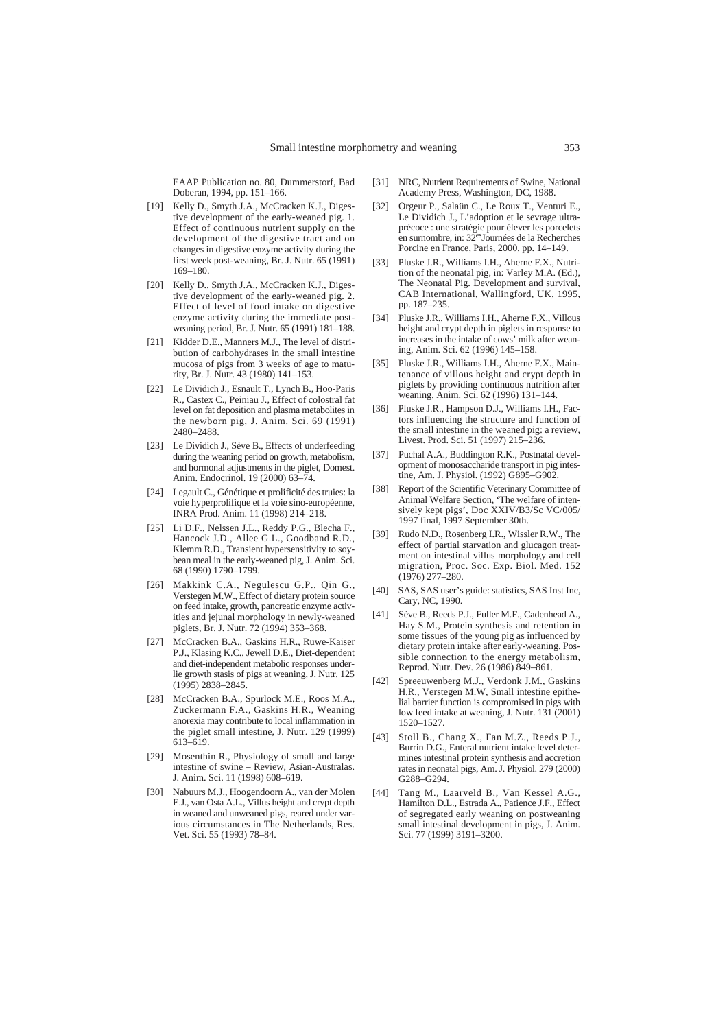EAAP Publication no. 80, Dummerstorf, Bad Doberan, 1994, pp. 151–166.

[19] Kelly D., Smyth J.A., McCracken K.J., Digestive development of the early-weaned pig. 1. Effect of continuous nutrient supply on the development of the digestive tract and on changes in digestive enzyme activity during the first week post-weaning, Br. J. Nutr. 65 (1991) 169–180.

[20] Kelly D., Smyth J.A., McCracken K.J., Digestive development of the early-weaned pig. 2. Effect of level of food intake on digestive enzyme activity during the immediate post-weaning period, Br. J. Nutr. 65 (1991) 181–188.

[21] Kidder D.E., Manners M.J., The level of distribution of carbohydrases in the small intestine mucosa of pigs from 3 weeks of age to maturity, Br. J. Nutr. 43 (1980) 141–153.

[22] Le Dividich J., Esnault T., Lynch B., Hoo-Paris R., Castex C., Peiniau J., Effect of colostral fat level on fat deposition and plasma metabolites in the newborn pig, J. Anim. Sci. 69 (1991) 2480–2488.

[23] Le Dividich J., Sève B., Effects of underfeeding during the weaning period on growth, metabolism, and hormonal adjustments in the piglet, Domest. Anim. Endocrinol. 19 (2000) 63–74.

[24] Legault C., Génétique et prolificité des truies: la voie hyperprolifique et la voie sino-européenne, INRA Prod. Anim. 11 (1998) 214–218.

[25] Li D.F., Nelssen J.L., Reddy P.G., Blecha F., Hancock J.D., Allee G.L., Goodband R.D., Klemm R.D., Transient hypersensitivity to soybean meal in the early-weaned pig, J. Anim. Sci. 68 (1990) 1790–1799.

[26] Makkink C.A., Negulescu G.P., Qin G., Verstegen M.W., Effect of dietary protein source on feed intake, growth, pancreatic enzyme activities and jejunal morphology in newly-weaned piglets, Br. J. Nutr. 72 (1994) 353–368.

[27] McCracken B.A., Gaskins H.R., Ruwe-Kaiser P.J., Klasing K.C., Jewell D.E., Diet-dependent and diet-independent metabolic responses underlie growth stasis of pigs at weaning, J. Nutr. 125 (1995) 2838–2845.

[28] McCracken B.A., Spurlock M.E., Roos M.A., Zuckermann F.A., Gaskins H.R., Weaning anorexia may contribute to local inflammation in the piglet small intestine, J. Nutr. 129 (1999) 613–619.

[29] Mosenthin R., Physiology of small and large intestine of swine – Review, Asian-Australas. J. Anim. Sci. 11 (1998) 608–619.

[30] Nabuurs M.J., Hoogendoorn A., van der Molen E.J., van Osta A.L., Villus height and crypt depth in weaned and unweaned pigs, reared under various circumstances in The Netherlands, Res. Vet. Sci. 55 (1993) 78–84.

[31] NRC, Nutrient Requirements of Swine, National Academy Press, Washington, DC, 1988.

[32] Orgeur P., Salaün C., Le Roux T., Venturi E., Le Dividich J., L'adoption et le sevrage ultra-précoce : une stratégie pour élever les porcelets en surnombre, in: 32[es]Journées de la Recherches Porcine en France, Paris, 2000, pp. 14–149.

[33] Pluske J.R., Williams I.H., Aherne F.X., Nutrition of the neonatal pig, in: Varley M.A. (Ed.), The Neonatal Pig. Development and survival, CAB International, Wallingford, UK, 1995, pp. 187–235.

[34] Pluske J.R., Williams I.H., Aherne F.X., Villous height and crypt depth in piglets in response to increases in the intake of cows' milk after weaning, Anim. Sci. 62 (1996) 145–158.

[35] Pluske J.R., Williams I.H., Aherne F.X., Maintenance of villous height and crypt depth in piglets by providing continuous nutrition after weaning, Anim. Sci. 62 (1996) 131–144.

[36] Pluske J.R., Hampson D.J., Williams I.H., Factors influencing the structure and function of the small intestine in the weaned pig: a review, Livest. Prod. Sci. 51 (1997) 215–236.

[37] Puchal A.A., Buddington R.K., Postnatal development of monosaccharide transport in pig intestine, Am. J. Physiol. (1992) G895–G902.

[38] Report of the Scientific Veterinary Committee of Animal Welfare Section, 'The welfare of intensively kept pigs', Doc XXIV/B3/Sc VC/005/1997 final, 1997 September 30th.

[39] Rudo N.D., Rosenberg I.R., Wissler R.W., The effect of partial starvation and glucagon treatment on intestinal villus morphology and cell migration, Proc. Soc. Exp. Biol. Med. 152 (1976) 277–280.

[40] SAS, SAS user's guide: statistics, SAS Inst Inc, Cary, NC, 1990.

[41] Sève B., Reeds P.J., Fuller M.F., Cadenhead A., Hay S.M., Protein synthesis and retention in some tissues of the young pig as influenced by dietary protein intake after early-weaning. Possible connection to the energy metabolism, Reprod. Nutr. Dev. 26 (1986) 849–861.

[42] Spreeuwenberg M.J., Verdonk J.M., Gaskins H.R., Verstegen M.W, Small intestine epithelial barrier function is compromised in pigs with low feed intake at weaning, J. Nutr. 131 (2001) 1520–1527.

[43] Stoll B., Chang X., Fan M.Z., Reeds P.J., Burrin D.G., Enteral nutrient intake level determines intestinal protein synthesis and accretion rates in neonatal pigs, Am. J. Physiol. 279 (2000) G288–G294.

[44] Tang M., Laarveld B., Van Kessel A.G., Hamilton D.L., Estrada A., Patience J.F., Effect of segregated early weaning on postweaning small intestinal development in pigs, J. Anim. Sci. 77 (1999) 3191–3200.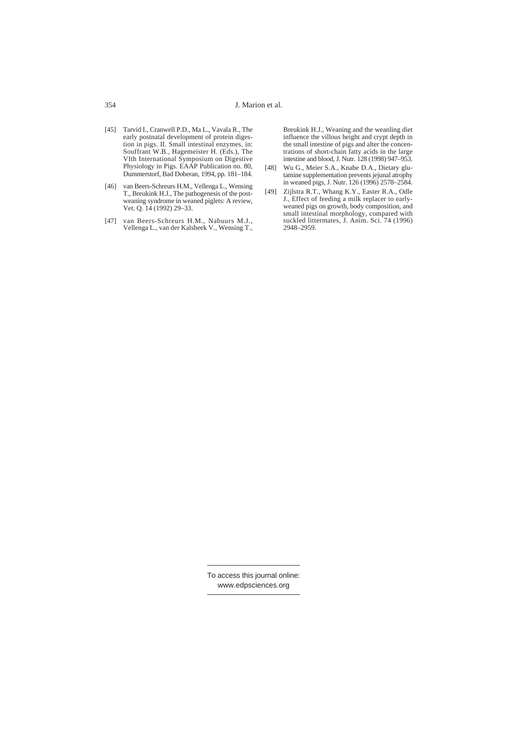[45] Tarvid I., Cranwell P.D., Ma L., Vavala R., The early postnatal development of protein digestion in pigs. II. Small intestinal enzymes, in: Souffrant W.B., Hagemeister H. (Eds.), The VIth International Symposium on Digestive Physiology in Pigs. EAAP Publication no. 80, Dummerstorf, Bad Doberan, 1994, pp. 181–184.

[46] van Beers-Schreurs H.M., Vellenga L., Wensing T., Breukink H.J., The pathogenesis of the post-weaning syndrome in weaned piglets: A review, Vet. Q. 14 (1992) 29–33.

[47] van Beers-Schreurs H.M., Nabuurs M.J., Vellenga L., van der Kalsbeek V., Wensing T., Breukink H.J., Weaning and the weanling diet influence the villous height and crypt depth in the small intestine of pigs and alter the concentrations of short-chain fatty acids in the large intestine and blood, J. Nutr. 128 (1998) 947–953.

[48] Wu G., Meier S.A., Knabe D.A., Dietary glutamine supplementation prevents jejunal atrophy in weaned pigs, J. Nutr. 126 (1996) 2578–2584.

[49] Zijlstra R.T., Whang K.Y., Easter R.A., Odle J., Effect of feeding a milk replacer to early-weaned pigs on growth, body composition, and small intestinal morphology, compared with suckled littermates, J. Anim. Sci. 74 (1996) 2948–2959.

To access this journal online:
www.edpsciences.org